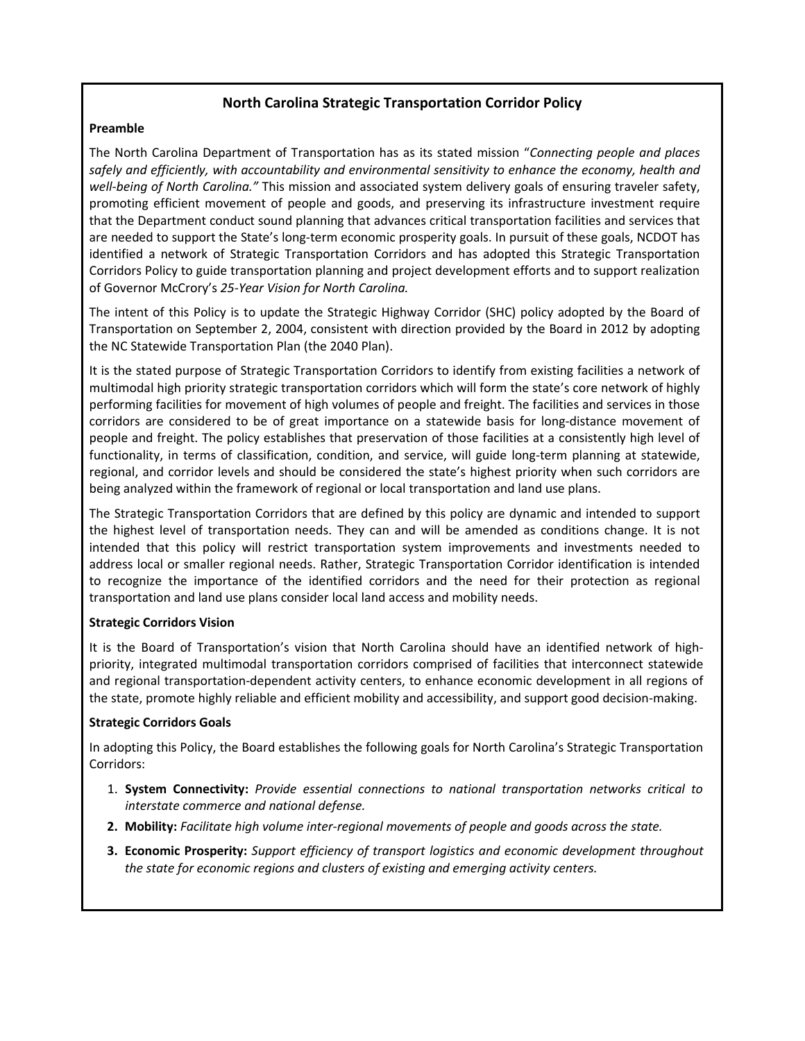# North Carolina Strategic Transportation Corridor Policy

**Preamble**

The North Carolina Department of Transportation has as its stated mission "*Connecting people and places safely and efficiently, with accountability and environmental sensitivity to enhance the economy, health and well-being of North Carolina.*" This mission and associated system delivery goals of ensuring traveler safety, promoting efficient movement of people and goods, and preserving its infrastructure investment require that the Department conduct sound planning that advances critical transportation facilities and services that are needed to support the State's long-term economic prosperity goals. In pursuit of these goals, NCDOT has identified a network of Strategic Transportation Corridors and has adopted this Strategic Transportation Corridors Policy to guide transportation planning and project development efforts and to support realization of Governor McCrory's *25-Year Vision for North Carolina.*

The intent of this Policy is to update the Strategic Highway Corridor (SHC) policy adopted by the Board of Transportation on September 2, 2004, consistent with direction provided by the Board in 2012 by adopting the NC Statewide Transportation Plan (the 2040 Plan).

It is the stated purpose of Strategic Transportation Corridors to identify from existing facilities a network of multimodal high priority strategic transportation corridors which will form the state's core network of highly performing facilities for movement of high volumes of people and freight. The facilities and services in those corridors are considered to be of great importance on a statewide basis for long-distance movement of people and freight. The policy establishes that preservation of those facilities at a consistently high level of functionality, in terms of classification, condition, and service, will guide long-term planning at statewide, regional, and corridor levels and should be considered the state's highest priority when such corridors are being analyzed within the framework of regional or local transportation and land use plans.

The Strategic Transportation Corridors that are defined by this policy are dynamic and intended to support the highest level of transportation needs. They can and will be amended as conditions change. It is not intended that this policy will restrict transportation system improvements and investments needed to address local or smaller regional needs. Rather, Strategic Transportation Corridor identification is intended to recognize the importance of the identified corridors and the need for their protection as regional transportation and land use plans consider local land access and mobility needs.

**Strategic Corridors Vision**

It is the Board of Transportation's vision that North Carolina should have an identified network of high-priority, integrated multimodal transportation corridors comprised of facilities that interconnect statewide and regional transportation-dependent activity centers, to enhance economic development in all regions of the state, promote highly reliable and efficient mobility and accessibility, and support good decision-making.

**Strategic Corridors Goals**

In adopting this Policy, the Board establishes the following goals for North Carolina's Strategic Transportation Corridors:

1. **System Connectivity:** *Provide essential connections to national transportation networks critical to interstate commerce and national defense.*
2. **Mobility:** *Facilitate high volume inter-regional movements of people and goods across the state.*
3. **Economic Prosperity:** *Support efficiency of transport logistics and economic development throughout the state for economic regions and clusters of existing and emerging activity centers.*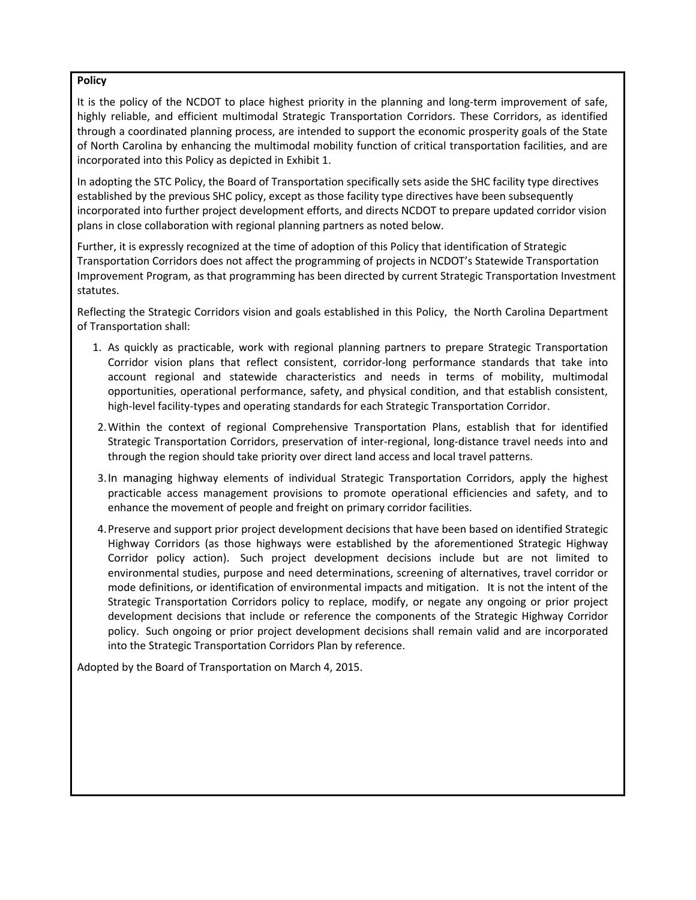**Policy**

It is the policy of the NCDOT to place highest priority in the planning and long-term improvement of safe, highly reliable, and efficient multimodal Strategic Transportation Corridors. These Corridors, as identified through a coordinated planning process, are intended to support the economic prosperity goals of the State of North Carolina by enhancing the multimodal mobility function of critical transportation facilities, and are incorporated into this Policy as depicted in Exhibit 1.

In adopting the STC Policy, the Board of Transportation specifically sets aside the SHC facility type directives established by the previous SHC policy, except as those facility type directives have been subsequently incorporated into further project development efforts, and directs NCDOT to prepare updated corridor vision plans in close collaboration with regional planning partners as noted below.

Further, it is expressly recognized at the time of adoption of this Policy that identification of Strategic Transportation Corridors does not affect the programming of projects in NCDOT's Statewide Transportation Improvement Program, as that programming has been directed by current Strategic Transportation Investment statutes.

Reflecting the Strategic Corridors vision and goals established in this Policy, the North Carolina Department of Transportation shall:

1. As quickly as practicable, work with regional planning partners to prepare Strategic Transportation Corridor vision plans that reflect consistent, corridor-long performance standards that take into account regional and statewide characteristics and needs in terms of mobility, multimodal opportunities, operational performance, safety, and physical condition, and that establish consistent, high-level facility-types and operating standards for each Strategic Transportation Corridor.
2. Within the context of regional Comprehensive Transportation Plans, establish that for identified Strategic Transportation Corridors, preservation of inter-regional, long-distance travel needs into and through the region should take priority over direct land access and local travel patterns.
3. In managing highway elements of individual Strategic Transportation Corridors, apply the highest practicable access management provisions to promote operational efficiencies and safety, and to enhance the movement of people and freight on primary corridor facilities.
4. Preserve and support prior project development decisions that have been based on identified Strategic Highway Corridors (as those highways were established by the aforementioned Strategic Highway Corridor policy action). Such project development decisions include but are not limited to environmental studies, purpose and need determinations, screening of alternatives, travel corridor or mode definitions, or identification of environmental impacts and mitigation. It is not the intent of the Strategic Transportation Corridors policy to replace, modify, or negate any ongoing or prior project development decisions that include or reference the components of the Strategic Highway Corridor policy. Such ongoing or prior project development decisions shall remain valid and are incorporated into the Strategic Transportation Corridors Plan by reference.

Adopted by the Board of Transportation on March 4, 2015.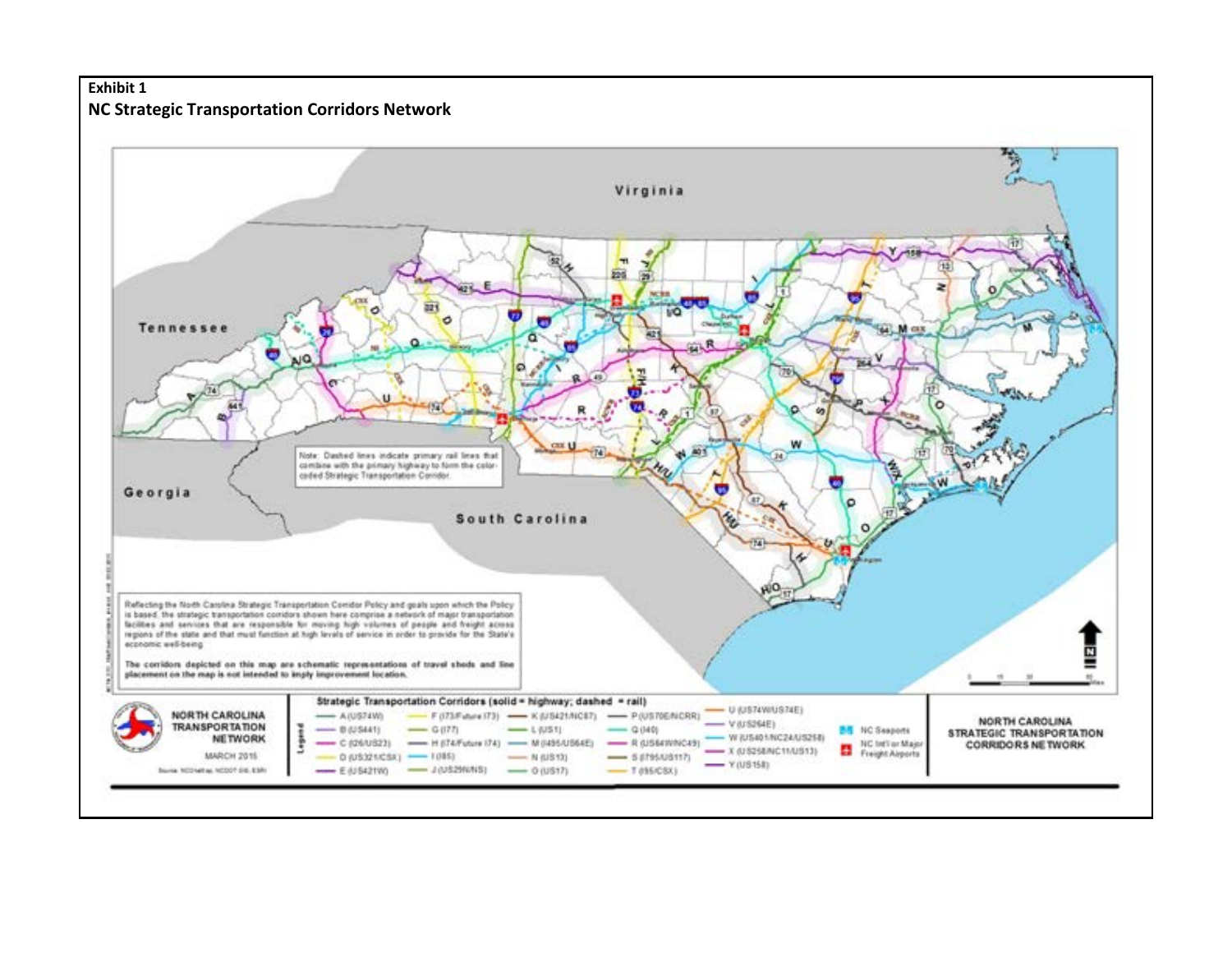**Exhibit 1**
**NC Strategic Transportation Corridors Network**

Virginia

Tennessee

Georgia

South Carolina

Note: Dashed lines indicate primary rail lines that combine with the primary highway to form the color-coded Strategic Transportation Corridor.

Reflecting the North Carolina Strategic Transportation Corridor Policy and goals upon which the Policy is based, the strategic transportation corridors shown here comprise a network of major transportation facilities and services that are responsible for moving high volumes of people and freight across regions of the state and that must function at high levels of service in order to provide for the State's economic well-being.

**The corridors depicted on this map are schematic representations of travel sheds and line placement on the map is not intended to imply improvement location.**

NORTH CAROLINA TRANSPORTATION NETWORK

MARCH 2015

Source: NCOneMap, NCDOT GIS, ESRI

Legend

Strategic Transportation Corridors (solid = highway; dashed = rail)

A (US74W)
B (US441)
C (I26/US23)
D (US321/CSX)
E (US421W)
F (I73/Future I73)
G (I77)
H (I74/Future I74)
I (I85)
J (US29N/NS)
K (US421/NC87)
L (US1)
M (I495/US64E)
N (US13)
O (US17)
P (US70E/NCRR)
Q (I40)
R (US64W/NC49)
S (I795/US117)
T (I95/CSX)
U (US74W/US74E)
V (US264E)
W (US401/NC24/US258)
X (US258/NC11/US13)
Y (US158)

NC Seaports

NC Int'l or Major Freight Airports

NORTH CAROLINA STRATEGIC TRANSPORTATION CORRIDORS NETWORK

N

Miles